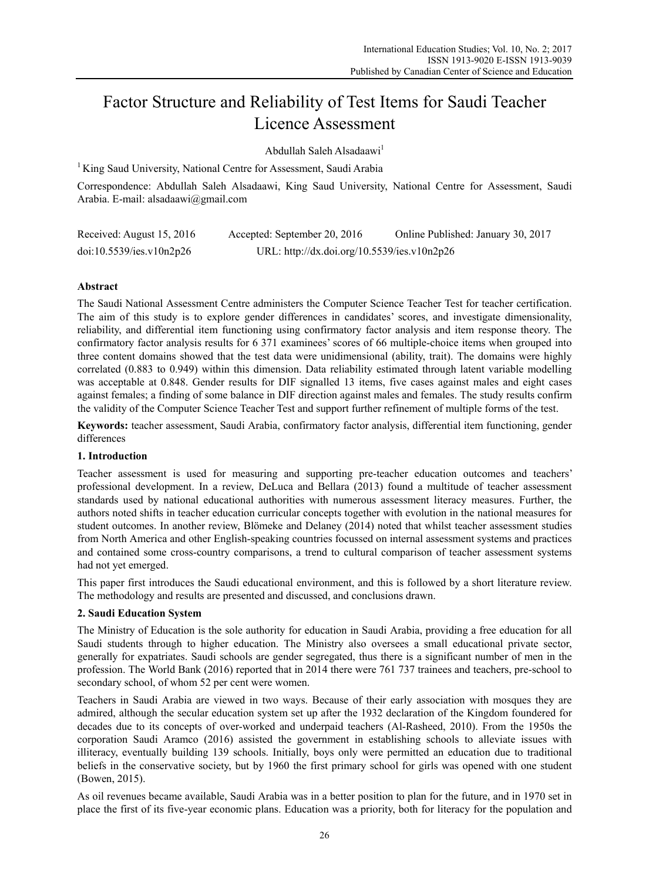# Factor Structure and Reliability of Test Items for Saudi Teacher Licence Assessment

Abdullah Saleh Alsadaawi[1]

[1] King Saud University, National Centre for Assessment, Saudi Arabia

Correspondence: Abdullah Saleh Alsadaawi, King Saud University, National Centre for Assessment, Saudi Arabia. E-mail: alsadaawi@gmail.com

Received: August 15, 2016 Accepted: September 20, 2016 Online Published: January 30, 2017

doi:10.5539/ies.v10n2p26 URL: http://dx.doi.org/10.5539/ies.v10n2p26

**Abstract**

The Saudi National Assessment Centre administers the Computer Science Teacher Test for teacher certification. The aim of this study is to explore gender differences in candidates' scores, and investigate dimensionality, reliability, and differential item functioning using confirmatory factor analysis and item response theory. The confirmatory factor analysis results for 6 371 examinees' scores of 66 multiple-choice items when grouped into three content domains showed that the test data were unidimensional (ability, trait). The domains were highly correlated (0.883 to 0.949) within this dimension. Data reliability estimated through latent variable modelling was acceptable at 0.848. Gender results for DIF signalled 13 items, five cases against males and eight cases against females; a finding of some balance in DIF direction against males and females. The study results confirm the validity of the Computer Science Teacher Test and support further refinement of multiple forms of the test.

**Keywords:** teacher assessment, Saudi Arabia, confirmatory factor analysis, differential item functioning, gender differences

## 1. Introduction

Teacher assessment is used for measuring and supporting pre-teacher education outcomes and teachers' professional development. In a review, DeLuca and Bellara (2013) found a multitude of teacher assessment standards used by national educational authorities with numerous assessment literacy measures. Further, the authors noted shifts in teacher education curricular concepts together with evolution in the national measures for student outcomes. In another review, Blömeke and Delaney (2014) noted that whilst teacher assessment studies from North America and other English-speaking countries focussed on internal assessment systems and practices and contained some cross-country comparisons, a trend to cultural comparison of teacher assessment systems had not yet emerged.

This paper first introduces the Saudi educational environment, and this is followed by a short literature review. The methodology and results are presented and discussed, and conclusions drawn.

## 2. Saudi Education System

The Ministry of Education is the sole authority for education in Saudi Arabia, providing a free education for all Saudi students through to higher education. The Ministry also oversees a small educational private sector, generally for expatriates. Saudi schools are gender segregated, thus there is a significant number of men in the profession. The World Bank (2016) reported that in 2014 there were 761 737 trainees and teachers, pre-school to secondary school, of whom 52 per cent were women.

Teachers in Saudi Arabia are viewed in two ways. Because of their early association with mosques they are admired, although the secular education system set up after the 1932 declaration of the Kingdom foundered for decades due to its concepts of over-worked and underpaid teachers (Al-Rasheed, 2010). From the 1950s the corporation Saudi Aramco (2016) assisted the government in establishing schools to alleviate issues with illiteracy, eventually building 139 schools. Initially, boys only were permitted an education due to traditional beliefs in the conservative society, but by 1960 the first primary school for girls was opened with one student (Bowen, 2015).

As oil revenues became available, Saudi Arabia was in a better position to plan for the future, and in 1970 set in place the first of its five-year economic plans. Education was a priority, both for literacy for the population and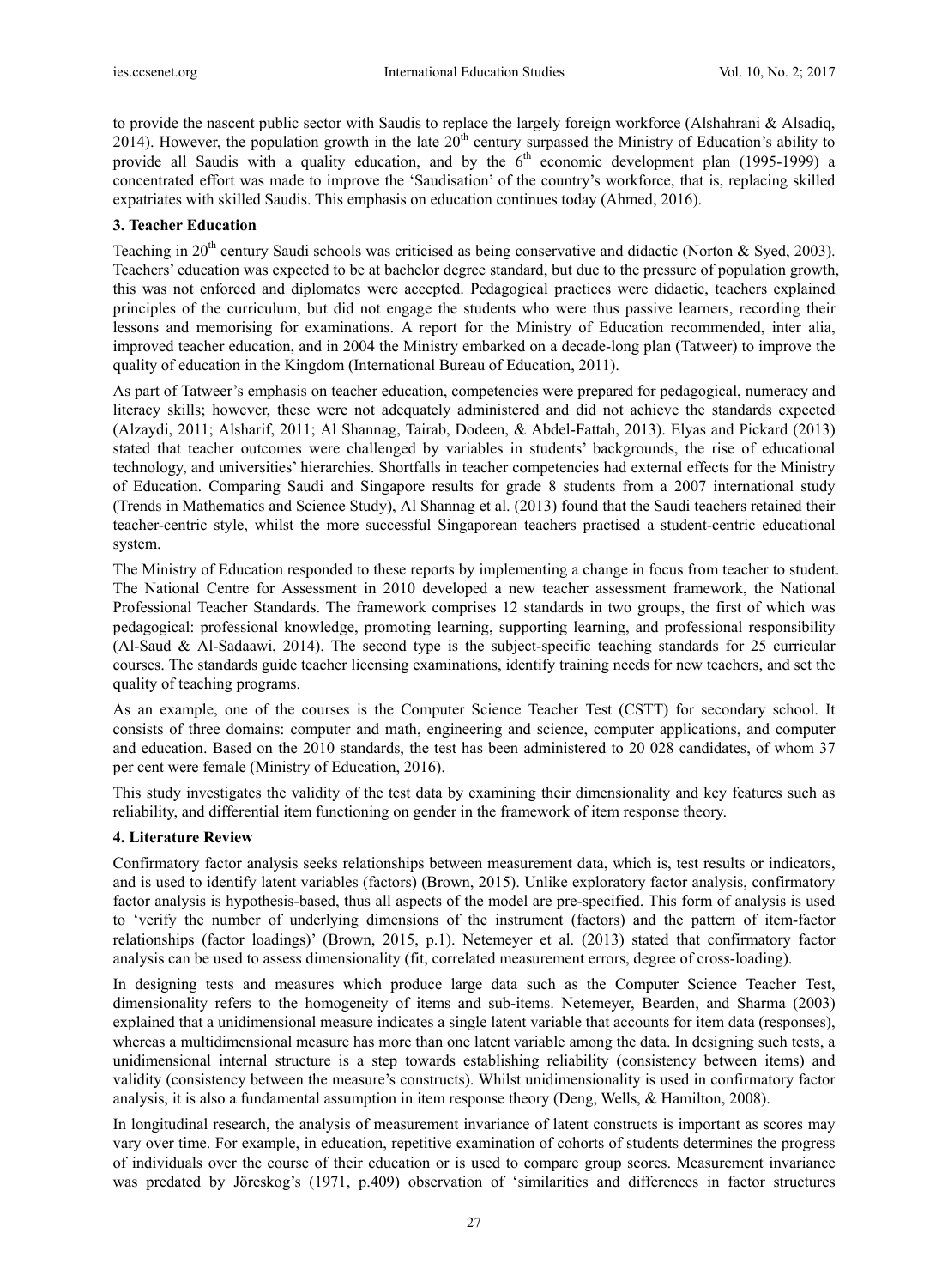to provide the nascent public sector with Saudis to replace the largely foreign workforce (Alshahrani & Alsadiq, 2014). However, the population growth in the late 20th century surpassed the Ministry of Education's ability to provide all Saudis with a quality education, and by the 6th economic development plan (1995-1999) a concentrated effort was made to improve the 'Saudisation' of the country's workforce, that is, replacing skilled expatriates with skilled Saudis. This emphasis on education continues today (Ahmed, 2016).

## 3. Teacher Education

Teaching in 20th century Saudi schools was criticised as being conservative and didactic (Norton & Syed, 2003). Teachers' education was expected to be at bachelor degree standard, but due to the pressure of population growth, this was not enforced and diplomates were accepted. Pedagogical practices were didactic, teachers explained principles of the curriculum, but did not engage the students who were thus passive learners, recording their lessons and memorising for examinations. A report for the Ministry of Education recommended, inter alia, improved teacher education, and in 2004 the Ministry embarked on a decade-long plan (Tatweer) to improve the quality of education in the Kingdom (International Bureau of Education, 2011).

As part of Tatweer's emphasis on teacher education, competencies were prepared for pedagogical, numeracy and literacy skills; however, these were not adequately administered and did not achieve the standards expected (Alzaydi, 2011; Alsharif, 2011; Al Shannag, Tairab, Dodeen, & Abdel-Fattah, 2013). Elyas and Pickard (2013) stated that teacher outcomes were challenged by variables in students' backgrounds, the rise of educational technology, and universities' hierarchies. Shortfalls in teacher competencies had external effects for the Ministry of Education. Comparing Saudi and Singapore results for grade 8 students from a 2007 international study (Trends in Mathematics and Science Study), Al Shannag et al. (2013) found that the Saudi teachers retained their teacher-centric style, whilst the more successful Singaporean teachers practised a student-centric educational system.

The Ministry of Education responded to these reports by implementing a change in focus from teacher to student. The National Centre for Assessment in 2010 developed a new teacher assessment framework, the National Professional Teacher Standards. The framework comprises 12 standards in two groups, the first of which was pedagogical: professional knowledge, promoting learning, supporting learning, and professional responsibility (Al-Saud & Al-Sadaawi, 2014). The second type is the subject-specific teaching standards for 25 curricular courses. The standards guide teacher licensing examinations, identify training needs for new teachers, and set the quality of teaching programs.

As an example, one of the courses is the Computer Science Teacher Test (CSTT) for secondary school. It consists of three domains: computer and math, engineering and science, computer applications, and computer and education. Based on the 2010 standards, the test has been administered to 20 028 candidates, of whom 37 per cent were female (Ministry of Education, 2016).

This study investigates the validity of the test data by examining their dimensionality and key features such as reliability, and differential item functioning on gender in the framework of item response theory.

## 4. Literature Review

Confirmatory factor analysis seeks relationships between measurement data, which is, test results or indicators, and is used to identify latent variables (factors) (Brown, 2015). Unlike exploratory factor analysis, confirmatory factor analysis is hypothesis-based, thus all aspects of the model are pre-specified. This form of analysis is used to 'verify the number of underlying dimensions of the instrument (factors) and the pattern of item-factor relationships (factor loadings)' (Brown, 2015, p.1). Netemeyer et al. (2013) stated that confirmatory factor analysis can be used to assess dimensionality (fit, correlated measurement errors, degree of cross-loading).

In designing tests and measures which produce large data such as the Computer Science Teacher Test, dimensionality refers to the homogeneity of items and sub-items. Netemeyer, Bearden, and Sharma (2003) explained that a unidimensional measure indicates a single latent variable that accounts for item data (responses), whereas a multidimensional measure has more than one latent variable among the data. In designing such tests, a unidimensional internal structure is a step towards establishing reliability (consistency between items) and validity (consistency between the measure's constructs). Whilst unidimensionality is used in confirmatory factor analysis, it is also a fundamental assumption in item response theory (Deng, Wells, & Hamilton, 2008).

In longitudinal research, the analysis of measurement invariance of latent constructs is important as scores may vary over time. For example, in education, repetitive examination of cohorts of students determines the progress of individuals over the course of their education or is used to compare group scores. Measurement invariance was predated by Jöreskog's (1971, p.409) observation of 'similarities and differences in factor structures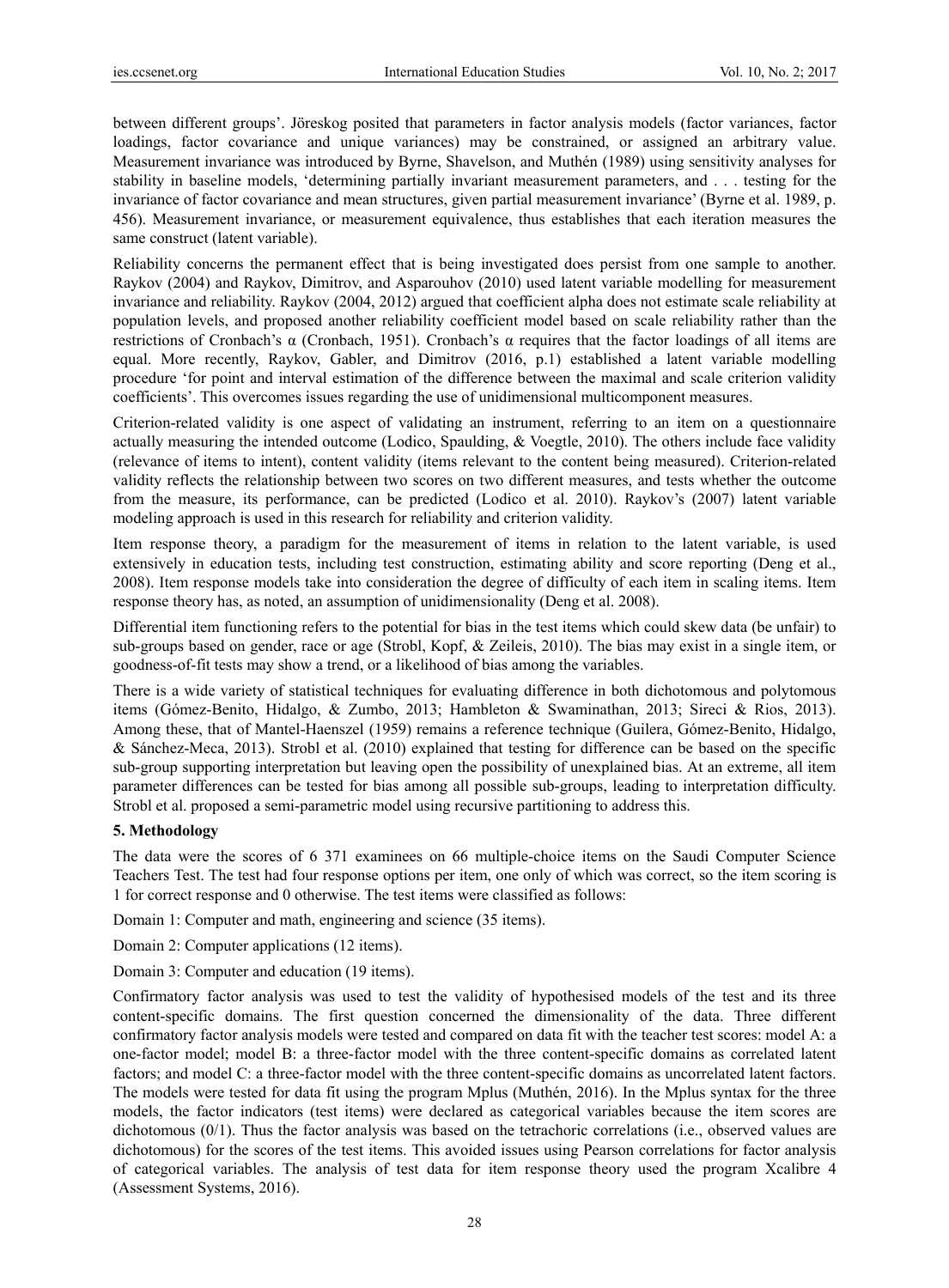between different groups'. Jöreskog posited that parameters in factor analysis models (factor variances, factor loadings, factor covariance and unique variances) may be constrained, or assigned an arbitrary value. Measurement invariance was introduced by Byrne, Shavelson, and Muthén (1989) using sensitivity analyses for stability in baseline models, 'determining partially invariant measurement parameters, and . . . testing for the invariance of factor covariance and mean structures, given partial measurement invariance' (Byrne et al. 1989, p. 456). Measurement invariance, or measurement equivalence, thus establishes that each iteration measures the same construct (latent variable).

Reliability concerns the permanent effect that is being investigated does persist from one sample to another. Raykov (2004) and Raykov, Dimitrov, and Asparouhov (2010) used latent variable modelling for measurement invariance and reliability. Raykov (2004, 2012) argued that coefficient alpha does not estimate scale reliability at population levels, and proposed another reliability coefficient model based on scale reliability rather than the restrictions of Cronbach's α (Cronbach, 1951). Cronbach's α requires that the factor loadings of all items are equal. More recently, Raykov, Gabler, and Dimitrov (2016, p.1) established a latent variable modelling procedure 'for point and interval estimation of the difference between the maximal and scale criterion validity coefficients'. This overcomes issues regarding the use of unidimensional multicomponent measures.

Criterion-related validity is one aspect of validating an instrument, referring to an item on a questionnaire actually measuring the intended outcome (Lodico, Spaulding, & Voegtle, 2010). The others include face validity (relevance of items to intent), content validity (items relevant to the content being measured). Criterion-related validity reflects the relationship between two scores on two different measures, and tests whether the outcome from the measure, its performance, can be predicted (Lodico et al. 2010). Raykov's (2007) latent variable modeling approach is used in this research for reliability and criterion validity.

Item response theory, a paradigm for the measurement of items in relation to the latent variable, is used extensively in education tests, including test construction, estimating ability and score reporting (Deng et al., 2008). Item response models take into consideration the degree of difficulty of each item in scaling items. Item response theory has, as noted, an assumption of unidimensionality (Deng et al. 2008).

Differential item functioning refers to the potential for bias in the test items which could skew data (be unfair) to sub-groups based on gender, race or age (Strobl, Kopf, & Zeileis, 2010). The bias may exist in a single item, or goodness-of-fit tests may show a trend, or a likelihood of bias among the variables.

There is a wide variety of statistical techniques for evaluating difference in both dichotomous and polytomous items (Gómez-Benito, Hidalgo, & Zumbo, 2013; Hambleton & Swaminathan, 2013; Sireci & Rios, 2013). Among these, that of Mantel-Haenszel (1959) remains a reference technique (Guilera, Gómez-Benito, Hidalgo, & Sánchez-Meca, 2013). Strobl et al. (2010) explained that testing for difference can be based on the specific sub-group supporting interpretation but leaving open the possibility of unexplained bias. At an extreme, all item parameter differences can be tested for bias among all possible sub-groups, leading to interpretation difficulty. Strobl et al. proposed a semi-parametric model using recursive partitioning to address this.

## 5. Methodology

The data were the scores of 6 371 examinees on 66 multiple-choice items on the Saudi Computer Science Teachers Test. The test had four response options per item, one only of which was correct, so the item scoring is 1 for correct response and 0 otherwise. The test items were classified as follows:

Domain 1: Computer and math, engineering and science (35 items).

Domain 2: Computer applications (12 items).

Domain 3: Computer and education (19 items).

Confirmatory factor analysis was used to test the validity of hypothesised models of the test and its three content-specific domains. The first question concerned the dimensionality of the data. Three different confirmatory factor analysis models were tested and compared on data fit with the teacher test scores: model A: a one-factor model; model B: a three-factor model with the three content-specific domains as correlated latent factors; and model C: a three-factor model with the three content-specific domains as uncorrelated latent factors. The models were tested for data fit using the program Mplus (Muthén, 2016). In the Mplus syntax for the three models, the factor indicators (test items) were declared as categorical variables because the item scores are dichotomous (0/1). Thus the factor analysis was based on the tetrachoric correlations (i.e., observed values are dichotomous) for the scores of the test items. This avoided issues using Pearson correlations for factor analysis of categorical variables. The analysis of test data for item response theory used the program Xcalibre 4 (Assessment Systems, 2016).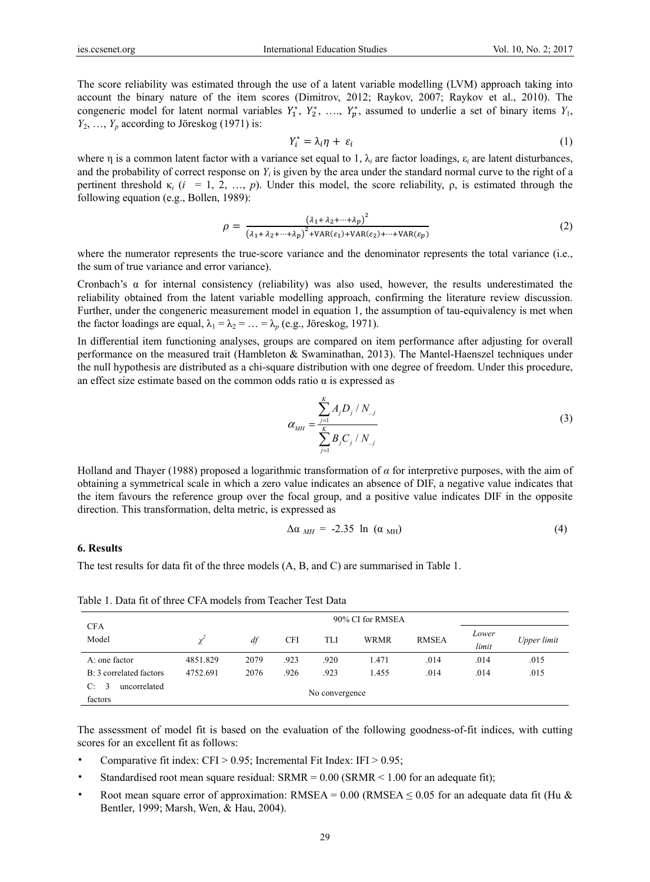The score reliability was estimated through the use of a latent variable modelling (LVM) approach taking into account the binary nature of the item scores (Dimitrov, 2012; Raykov, 2007; Raykov et al., 2010). The congeneric model for latent normal variables $Y_1^*$, $Y_2^*$, …., $Y_p^*$, assumed to underlie a set of binary items $Y_1$, $Y_2$, …, $Y_p$ according to Jöreskog (1971) is:

$$Y_i^* = \lambda_i \eta + \varepsilon_i \tag{1}$$

where η is a common latent factor with a variance set equal to 1, $\lambda_i$ are factor loadings, $\varepsilon_i$ are latent disturbances, and the probability of correct response on $Y_i$ is given by the area under the standard normal curve to the right of a pertinent threshold $\kappa_i$ ($i$ = 1, 2, …, $p$). Under this model, the score reliability, ρ, is estimated through the following equation (e.g., Bollen, 1989):

$$\rho = \frac{(\lambda_1 + \lambda_2 + \cdots + \lambda_p)^2}{(\lambda_1 + \lambda_2 + \cdots + \lambda_p)^2 + \mathrm{VAR}(\varepsilon_1) + \mathrm{VAR}(\varepsilon_2) + \cdots + \mathrm{VAR}(\varepsilon_p)} \tag{2}$$

where the numerator represents the true-score variance and the denominator represents the total variance (i.e., the sum of true variance and error variance).

Cronbach's α for internal consistency (reliability) was also used, however, the results underestimated the reliability obtained from the latent variable modelling approach, confirming the literature review discussion. Further, under the congeneric measurement model in equation 1, the assumption of tau-equivalency is met when the factor loadings are equal, $\lambda_1 = \lambda_2 = \ldots = \lambda_p$ (e.g., Jöreskog, 1971).

In differential item functioning analyses, groups are compared on item performance after adjusting for overall performance on the measured trait (Hambleton & Swaminathan, 2013). The Mantel-Haenszel techniques under the null hypothesis are distributed as a chi-square distribution with one degree of freedom. Under this procedure, an effect size estimate based on the common odds ratio α is expressed as

$$\alpha_{MH} = \frac{\sum_{j=1}^{K} A_j D_j / N_{..j}}{\sum_{j=1}^{K} B_j C_j / N_{..j}} \tag{3}$$

Holland and Thayer (1988) proposed a logarithmic transformation of $\alpha$ for interpretive purposes, with the aim of obtaining a symmetrical scale in which a zero value indicates an absence of DIF, a negative value indicates that the item favours the reference group over the focal group, and a positive value indicates DIF in the opposite direction. This transformation, delta metric, is expressed as

$$\Delta\alpha_{MH} = -2.35 \ \ln\ (\alpha_{MH}) \tag{4}$$

## 6. Results

The test results for data fit of the three models (A, B, and C) are summarised in Table 1.

Table 1. Data fit of three CFA models from Teacher Test Data

| CFA Model | $\chi^2$ | *df* | CFI | TLI | WRMR | RMSEA | 90% CI for RMSEA | |
|---|---|---|---|---|---|---|---|---|
| | | | | | | | *Lower limit* | *Upper limit* |
| A: one factor | 4851.829 | 2079 | .923 | .920 | 1.471 | .014 | .014 | .015 |
| B: 3 correlated factors | 4752.691 | 2076 | .926 | .923 | 1.455 | .014 | .014 | .015 |
| C: 3 uncorrelated factors | No convergence | | | | | | | |

The assessment of model fit is based on the evaluation of the following goodness-of-fit indices, with cutting scores for an excellent fit as follows:

- Comparative fit index: CFI > 0.95; Incremental Fit Index: IFI > 0.95;
- Standardised root mean square residual: SRMR = 0.00 (SRMR < 1.00 for an adequate fit);
- Root mean square error of approximation: RMSEA = 0.00 (RMSEA ≤ 0.05 for an adequate data fit (Hu & Bentler, 1999; Marsh, Wen, & Hau, 2004).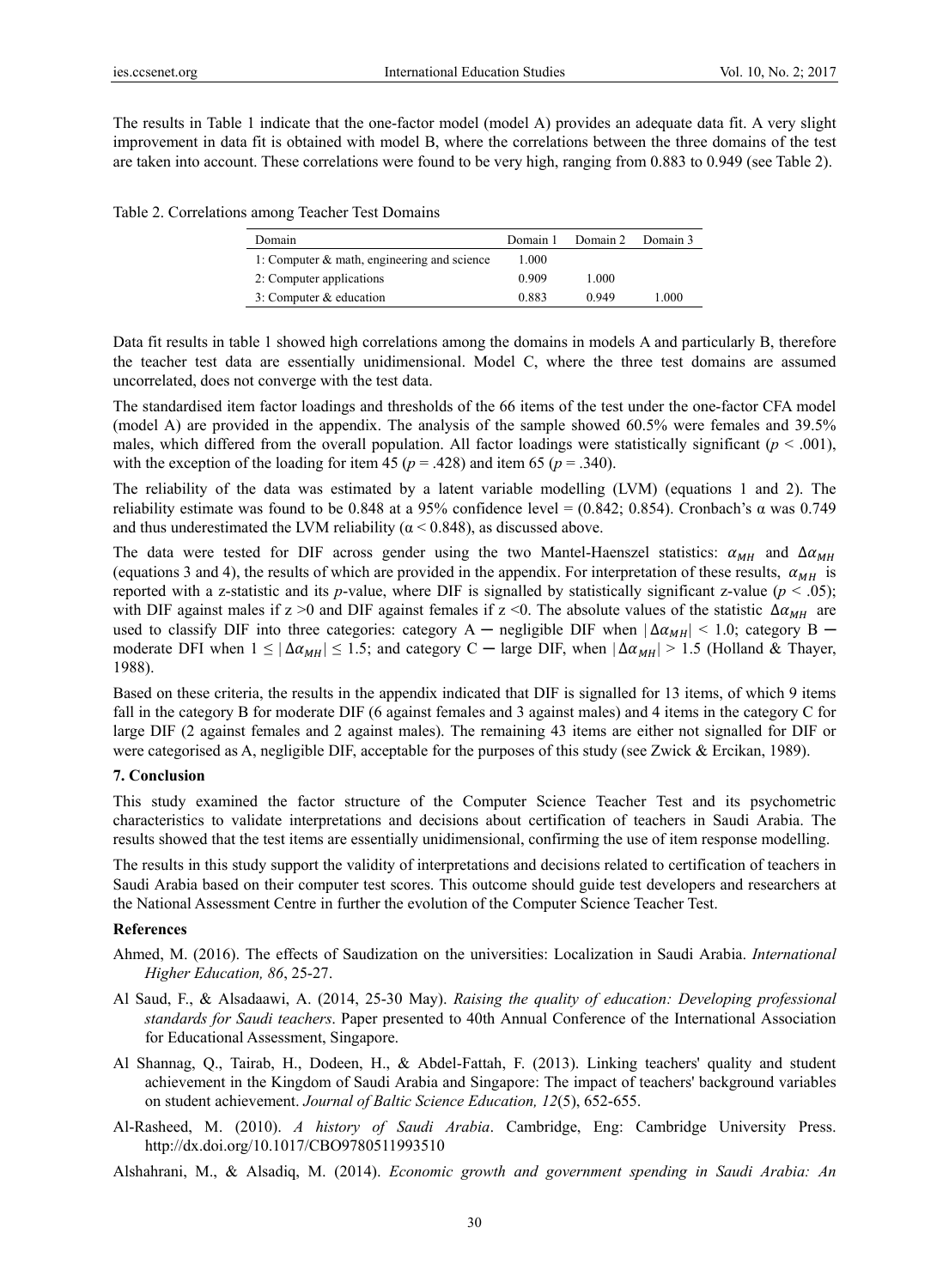The results in Table 1 indicate that the one-factor model (model A) provides an adequate data fit. A very slight improvement in data fit is obtained with model B, where the correlations between the three domains of the test are taken into account. These correlations were found to be very high, ranging from 0.883 to 0.949 (see Table 2).

Table 2. Correlations among Teacher Test Domains

| Domain | Domain 1 | Domain 2 | Domain 3 |
|---|---|---|---|
| 1: Computer & math, engineering and science | 1.000 | | |
| 2: Computer applications | 0.909 | 1.000 | |
| 3: Computer & education | 0.883 | 0.949 | 1.000 |

Data fit results in table 1 showed high correlations among the domains in models A and particularly B, therefore the teacher test data are essentially unidimensional. Model C, where the three test domains are assumed uncorrelated, does not converge with the test data.

The standardised item factor loadings and thresholds of the 66 items of the test under the one-factor CFA model (model A) are provided in the appendix. The analysis of the sample showed 60.5% were females and 39.5% males, which differed from the overall population. All factor loadings were statistically significant ($p < .001$), with the exception of the loading for item 45 ($p = .428$) and item 65 ($p = .340$).

The reliability of the data was estimated by a latent variable modelling (LVM) (equations 1 and 2). The reliability estimate was found to be 0.848 at a 95% confidence level = (0.842; 0.854). Cronbach's α was 0.749 and thus underestimated the LVM reliability ($\alpha < 0.848$), as discussed above.

The data were tested for DIF across gender using the two Mantel-Haenszel statistics: $\alpha_{MH}$ and $\Delta\alpha_{MH}$ (equations 3 and 4), the results of which are provided in the appendix. For interpretation of these results, $\alpha_{MH}$ is reported with a z-statistic and its $p$-value, where DIF is signalled by statistically significant z-value ($p < .05$); with DIF against males if z >0 and DIF against females if z <0. The absolute values of the statistic $\Delta\alpha_{MH}$ are used to classify DIF into three categories: category A ─ negligible DIF when $|\Delta\alpha_{MH}| < 1.0$; category B ─ moderate DFI when $1 \leq |\Delta\alpha_{MH}| \leq 1.5$; and category C ─ large DIF, when $|\Delta\alpha_{MH}| > 1.5$ (Holland & Thayer, 1988).

Based on these criteria, the results in the appendix indicated that DIF is signalled for 13 items, of which 9 items fall in the category B for moderate DIF (6 against females and 3 against males) and 4 items in the category C for large DIF (2 against females and 2 against males). The remaining 43 items are either not signalled for DIF or were categorised as A, negligible DIF, acceptable for the purposes of this study (see Zwick & Ercikan, 1989).

## 7. Conclusion

This study examined the factor structure of the Computer Science Teacher Test and its psychometric characteristics to validate interpretations and decisions about certification of teachers in Saudi Arabia. The results showed that the test items are essentially unidimensional, confirming the use of item response modelling.

The results in this study support the validity of interpretations and decisions related to certification of teachers in Saudi Arabia based on their computer test scores. This outcome should guide test developers and researchers at the National Assessment Centre in further the evolution of the Computer Science Teacher Test.

## References

Ahmed, M. (2016). The effects of Saudization on the universities: Localization in Saudi Arabia. *International Higher Education, 86*, 25-27.

Al Saud, F., & Alsadaawi, A. (2014, 25-30 May). *Raising the quality of education: Developing professional standards for Saudi teachers*. Paper presented to 40th Annual Conference of the International Association for Educational Assessment, Singapore.

Al Shannag, Q., Tairab, H., Dodeen, H., & Abdel-Fattah, F. (2013). Linking teachers' quality and student achievement in the Kingdom of Saudi Arabia and Singapore: The impact of teachers' background variables on student achievement. *Journal of Baltic Science Education, 12*(5), 652-655.

Al-Rasheed, M. (2010). *A history of Saudi Arabia*. Cambridge, Eng: Cambridge University Press. http://dx.doi.org/10.1017/CBO9780511993510

Alshahrani, M., & Alsadiq, M. (2014). *Economic growth and government spending in Saudi Arabia: An*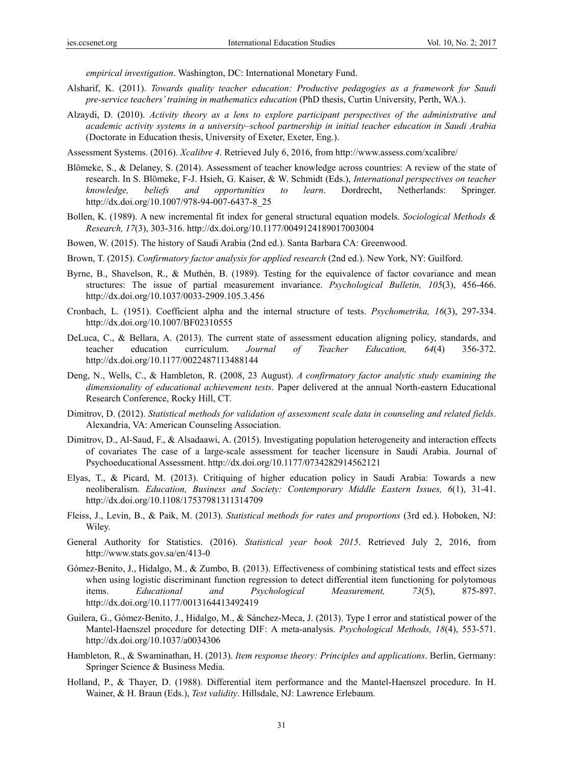*empirical investigation*. Washington, DC: International Monetary Fund.

Alsharif, K. (2011). *Towards quality teacher education: Productive pedagogies as a framework for Saudi pre-service teachers' training in mathematics education* (PhD thesis, Curtin University, Perth, WA.).

Alzaydi, D. (2010). *Activity theory as a lens to explore participant perspectives of the administrative and academic activity systems in a university–school partnership in initial teacher education in Saudi Arabia* (Doctorate in Education thesis, University of Exeter, Exeter, Eng.).

Assessment Systems. (2016). *Xcalibre 4*. Retrieved July 6, 2016, from http://www.assess.com/xcalibre/

Blömeke, S., & Delaney, S. (2014). Assessment of teacher knowledge across countries: A review of the state of research. In S. Blömeke, F-J. Hsieh, G. Kaiser, & W. Schmidt (Eds.), *International perspectives on teacher knowledge, beliefs and opportunities to learn*. Dordrecht, Netherlands: Springer. http://dx.doi.org/10.1007/978-94-007-6437-8_25

Bollen, K. (1989). A new incremental fit index for general structural equation models. *Sociological Methods & Research, 17*(3), 303-316. http://dx.doi.org/10.1177/0049124189017003004

Bowen, W. (2015). The history of Saudi Arabia (2nd ed.). Santa Barbara CA: Greenwood.

Brown, T. (2015). *Confirmatory factor analysis for applied research* (2nd ed.). New York, NY: Guilford.

Byrne, B., Shavelson, R., & Muthén, B. (1989). Testing for the equivalence of factor covariance and mean structures: The issue of partial measurement invariance. *Psychological Bulletin, 105*(3), 456-466. http://dx.doi.org/10.1037/0033-2909.105.3.456

Cronbach, L. (1951). Coefficient alpha and the internal structure of tests. *Psychometrika, 16*(3), 297-334. http://dx.doi.org/10.1007/BF02310555

DeLuca, C., & Bellara, A. (2013). The current state of assessment education aligning policy, standards, and teacher education curriculum. *Journal of Teacher Education, 64*(4) 356-372. http://dx.doi.org/10.1177/0022487113488144

Deng, N., Wells, C., & Hambleton, R. (2008, 23 August). *A confirmatory factor analytic study examining the dimensionality of educational achievement tests*. Paper delivered at the annual North-eastern Educational Research Conference, Rocky Hill, CT.

Dimitrov, D. (2012). *Statistical methods for validation of assessment scale data in counseling and related fields*. Alexandria, VA: American Counseling Association.

Dimitrov, D., Al-Saud, F., & Alsadaawi, A. (2015). Investigating population heterogeneity and interaction effects of covariates The case of a large-scale assessment for teacher licensure in Saudi Arabia. Journal of Psychoeducational Assessment. http://dx.doi.org/10.1177/0734282914562121

Elyas, T., & Picard, M. (2013). Critiquing of higher education policy in Saudi Arabia: Towards a new neoliberalism. *Education, Business and Society: Contemporary Middle Eastern Issues, 6*(1), 31-41. http://dx.doi.org/10.1108/17537981311314709

Fleiss, J., Levin, B., & Paik, M. (2013). *Statistical methods for rates and proportions* (3rd ed.). Hoboken, NJ: Wiley.

General Authority for Statistics. (2016). *Statistical year book 2015*. Retrieved July 2, 2016, from http://www.stats.gov.sa/en/413-0

Gómez-Benito, J., Hidalgo, M., & Zumbo, B. (2013). Effectiveness of combining statistical tests and effect sizes when using logistic discriminant function regression to detect differential item functioning for polytomous items. *Educational and Psychological Measurement, 73*(5), 875-897. http://dx.doi.org/10.1177/0013164413492419

Guilera, G., Gómez-Benito, J., Hidalgo, M., & Sánchez-Meca, J. (2013). Type I error and statistical power of the Mantel-Haenszel procedure for detecting DIF: A meta-analysis. *Psychological Methods, 18*(4), 553-571. http://dx.doi.org/10.1037/a0034306

Hambleton, R., & Swaminathan, H. (2013). *Item response theory: Principles and applications*. Berlin, Germany: Springer Science & Business Media.

Holland, P., & Thayer, D. (1988). Differential item performance and the Mantel-Haenszel procedure. In H. Wainer, & H. Braun (Eds.), *Test validity*. Hillsdale, NJ: Lawrence Erlebaum.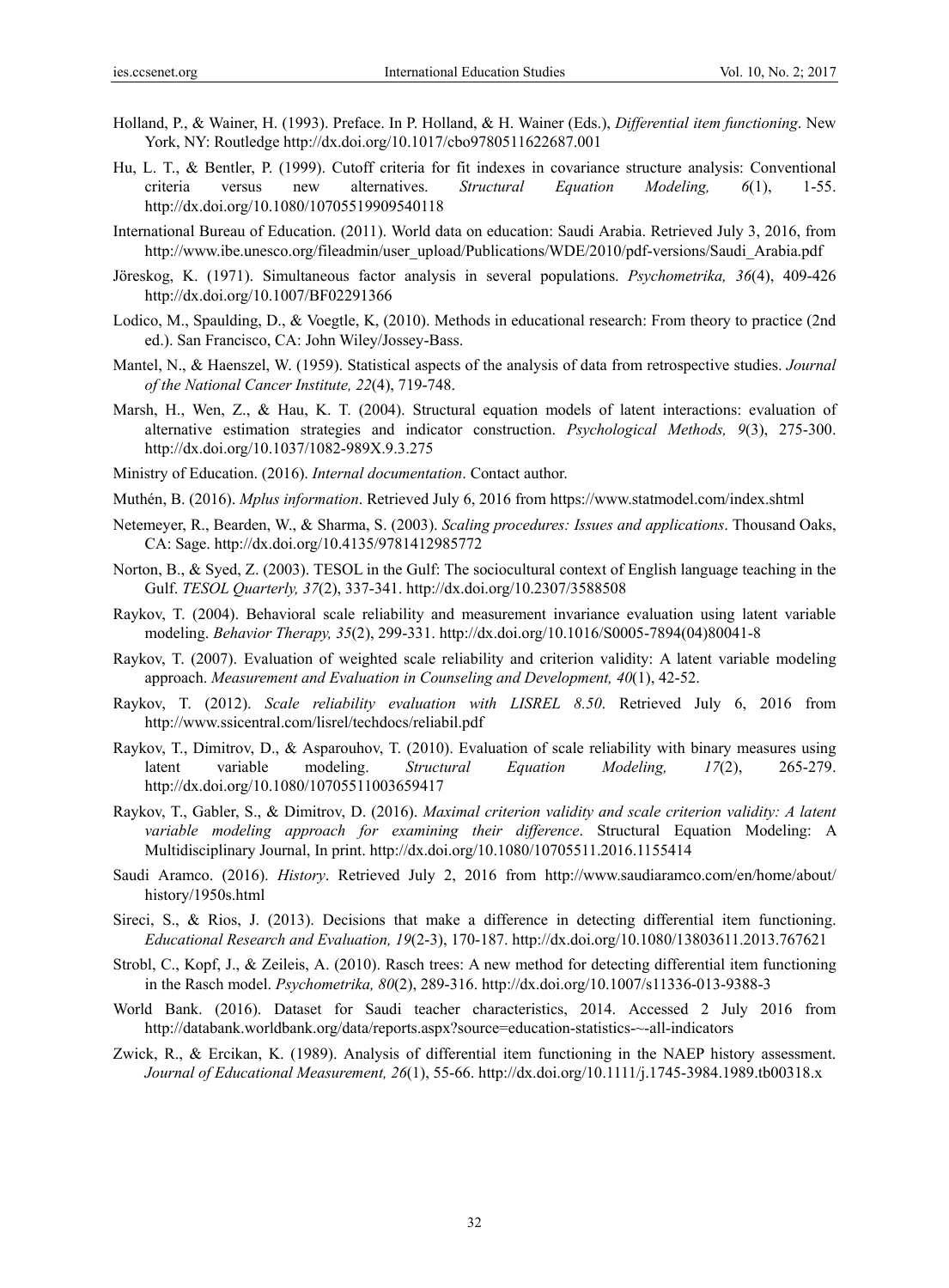Holland, P., & Wainer, H. (1993). Preface. In P. Holland, & H. Wainer (Eds.), *Differential item functioning*. New York, NY: Routledge http://dx.doi.org/10.1017/cbo9780511622687.001

Hu, L. T., & Bentler, P. (1999). Cutoff criteria for fit indexes in covariance structure analysis: Conventional criteria versus new alternatives. *Structural Equation Modeling, 6*(1), 1-55. http://dx.doi.org/10.1080/10705519909540118

International Bureau of Education. (2011). World data on education: Saudi Arabia. Retrieved July 3, 2016, from http://www.ibe.unesco.org/fileadmin/user_upload/Publications/WDE/2010/pdf-versions/Saudi_Arabia.pdf

Jöreskog, K. (1971). Simultaneous factor analysis in several populations. *Psychometrika, 36*(4), 409-426 http://dx.doi.org/10.1007/BF02291366

Lodico, M., Spaulding, D., & Voegtle, K, (2010). Methods in educational research: From theory to practice (2nd ed.). San Francisco, CA: John Wiley/Jossey-Bass.

Mantel, N., & Haenszel, W. (1959). Statistical aspects of the analysis of data from retrospective studies. *Journal of the National Cancer Institute, 22*(4), 719-748.

Marsh, H., Wen, Z., & Hau, K. T. (2004). Structural equation models of latent interactions: evaluation of alternative estimation strategies and indicator construction. *Psychological Methods, 9*(3), 275-300. http://dx.doi.org/10.1037/1082-989X.9.3.275

Ministry of Education. (2016). *Internal documentation*. Contact author.

Muthén, B. (2016). *Mplus information*. Retrieved July 6, 2016 from https://www.statmodel.com/index.shtml

Netemeyer, R., Bearden, W., & Sharma, S. (2003). *Scaling procedures: Issues and applications*. Thousand Oaks, CA: Sage. http://dx.doi.org/10.4135/9781412985772

Norton, B., & Syed, Z. (2003). TESOL in the Gulf: The sociocultural context of English language teaching in the Gulf. *TESOL Quarterly, 37*(2), 337-341. http://dx.doi.org/10.2307/3588508

Raykov, T. (2004). Behavioral scale reliability and measurement invariance evaluation using latent variable modeling. *Behavior Therapy, 35*(2), 299-331. http://dx.doi.org/10.1016/S0005-7894(04)80041-8

Raykov, T. (2007). Evaluation of weighted scale reliability and criterion validity: A latent variable modeling approach. *Measurement and Evaluation in Counseling and Development, 40*(1), 42-52.

Raykov, T. (2012). *Scale reliability evaluation with LISREL 8.50*. Retrieved July 6, 2016 from http://www.ssicentral.com/lisrel/techdocs/reliabil.pdf

Raykov, T., Dimitrov, D., & Asparouhov, T. (2010). Evaluation of scale reliability with binary measures using latent variable modeling. *Structural Equation Modeling, 17*(2), 265-279. http://dx.doi.org/10.1080/10705511003659417

Raykov, T., Gabler, S., & Dimitrov, D. (2016). *Maximal criterion validity and scale criterion validity: A latent variable modeling approach for examining their difference*. Structural Equation Modeling: A Multidisciplinary Journal, In print. http://dx.doi.org/10.1080/10705511.2016.1155414

Saudi Aramco. (2016). *History*. Retrieved July 2, 2016 from http://www.saudiaramco.com/en/home/about/history/1950s.html

Sireci, S., & Rios, J. (2013). Decisions that make a difference in detecting differential item functioning. *Educational Research and Evaluation, 19*(2-3), 170-187. http://dx.doi.org/10.1080/13803611.2013.767621

Strobl, C., Kopf, J., & Zeileis, A. (2010). Rasch trees: A new method for detecting differential item functioning in the Rasch model. *Psychometrika, 80*(2), 289-316. http://dx.doi.org/10.1007/s11336-013-9388-3

World Bank. (2016). Dataset for Saudi teacher characteristics, 2014. Accessed 2 July 2016 from http://databank.worldbank.org/data/reports.aspx?source=education-statistics-~-all-indicators

Zwick, R., & Ercikan, K. (1989). Analysis of differential item functioning in the NAEP history assessment. *Journal of Educational Measurement, 26*(1), 55-66. http://dx.doi.org/10.1111/j.1745-3984.1989.tb00318.x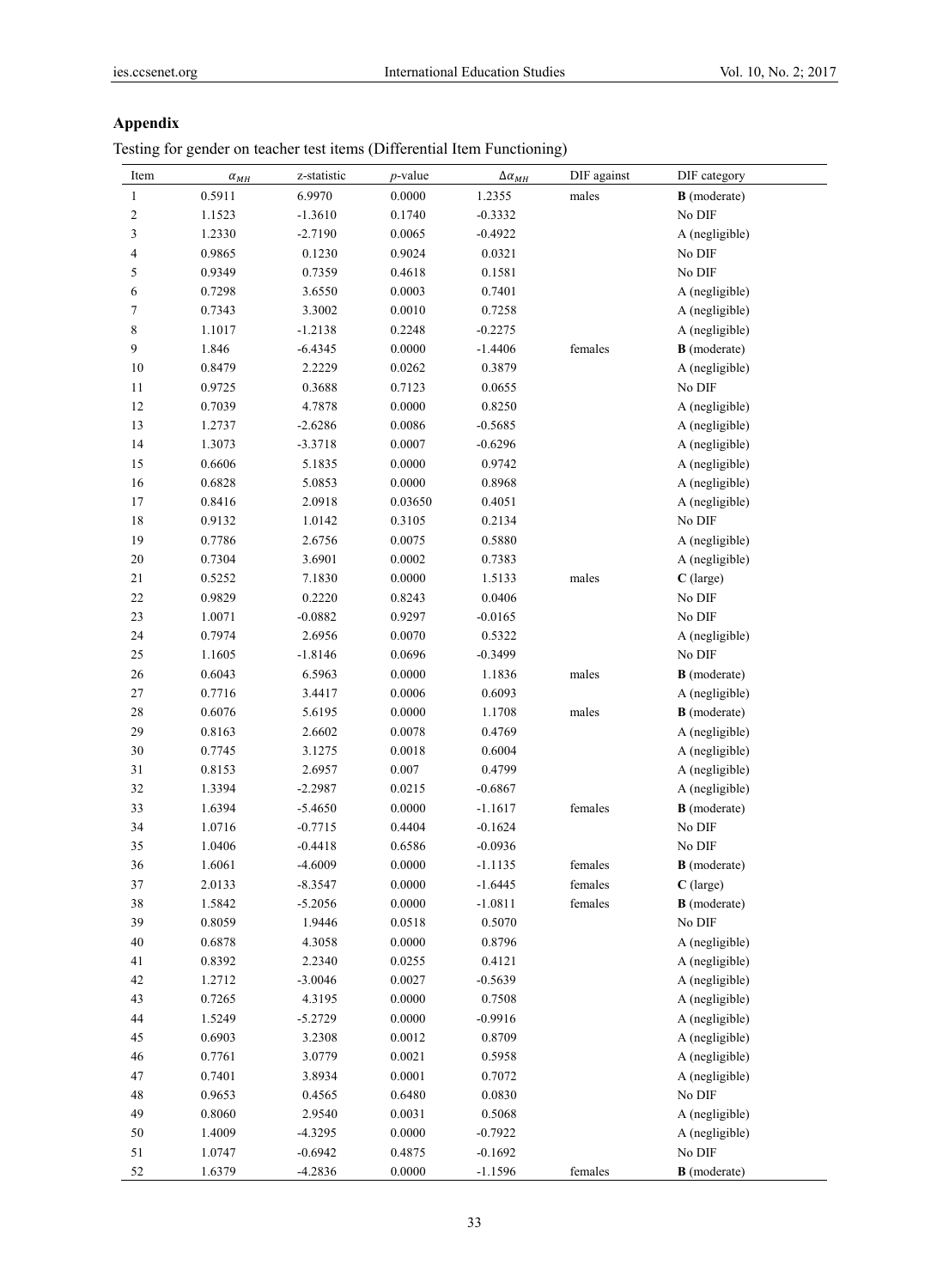## Appendix

Testing for gender on teacher test items (Differential Item Functioning)

| Item | $\alpha_{MH}$ | z-statistic | *p*-value | $\Delta\alpha_{MH}$ | DIF against | DIF category |
|---|---|---|---|---|---|---|
| 1 | 0.5911 | 6.9970 | 0.0000 | 1.2355 | males | **B** (moderate) |
| 2 | 1.1523 | -1.3610 | 0.1740 | -0.3332 | | No DIF |
| 3 | 1.2330 | -2.7190 | 0.0065 | -0.4922 | | A (negligible) |
| 4 | 0.9865 | 0.1230 | 0.9024 | 0.0321 | | No DIF |
| 5 | 0.9349 | 0.7359 | 0.4618 | 0.1581 | | No DIF |
| 6 | 0.7298 | 3.6550 | 0.0003 | 0.7401 | | A (negligible) |
| 7 | 0.7343 | 3.3002 | 0.0010 | 0.7258 | | A (negligible) |
| 8 | 1.1017 | -1.2138 | 0.2248 | -0.2275 | | A (negligible) |
| 9 | 1.846 | -6.4345 | 0.0000 | -1.4406 | females | **B** (moderate) |
| 10 | 0.8479 | 2.2229 | 0.0262 | 0.3879 | | A (negligible) |
| 11 | 0.9725 | 0.3688 | 0.7123 | 0.0655 | | No DIF |
| 12 | 0.7039 | 4.7878 | 0.0000 | 0.8250 | | A (negligible) |
| 13 | 1.2737 | -2.6286 | 0.0086 | -0.5685 | | A (negligible) |
| 14 | 1.3073 | -3.3718 | 0.0007 | -0.6296 | | A (negligible) |
| 15 | 0.6606 | 5.1835 | 0.0000 | 0.9742 | | A (negligible) |
| 16 | 0.6828 | 5.0853 | 0.0000 | 0.8968 | | A (negligible) |
| 17 | 0.8416 | 2.0918 | 0.03650 | 0.4051 | | A (negligible) |
| 18 | 0.9132 | 1.0142 | 0.3105 | 0.2134 | | No DIF |
| 19 | 0.7786 | 2.6756 | 0.0075 | 0.5880 | | A (negligible) |
| 20 | 0.7304 | 3.6901 | 0.0002 | 0.7383 | | A (negligible) |
| 21 | 0.5252 | 7.1830 | 0.0000 | 1.5133 | males | **C** (large) |
| 22 | 0.9829 | 0.2220 | 0.8243 | 0.0406 | | No DIF |
| 23 | 1.0071 | -0.0882 | 0.9297 | -0.0165 | | No DIF |
| 24 | 0.7974 | 2.6956 | 0.0070 | 0.5322 | | A (negligible) |
| 25 | 1.1605 | -1.8146 | 0.0696 | -0.3499 | | No DIF |
| 26 | 0.6043 | 6.5963 | 0.0000 | 1.1836 | males | **B** (moderate) |
| 27 | 0.7716 | 3.4417 | 0.0006 | 0.6093 | | A (negligible) |
| 28 | 0.6076 | 5.6195 | 0.0000 | 1.1708 | males | **B** (moderate) |
| 29 | 0.8163 | 2.6602 | 0.0078 | 0.4769 | | A (negligible) |
| 30 | 0.7745 | 3.1275 | 0.0018 | 0.6004 | | A (negligible) |
| 31 | 0.8153 | 2.6957 | 0.007 | 0.4799 | | A (negligible) |
| 32 | 1.3394 | -2.2987 | 0.0215 | -0.6867 | | A (negligible) |
| 33 | 1.6394 | -5.4650 | 0.0000 | -1.1617 | females | **B** (moderate) |
| 34 | 1.0716 | -0.7715 | 0.4404 | -0.1624 | | No DIF |
| 35 | 1.0406 | -0.4418 | 0.6586 | -0.0936 | | No DIF |
| 36 | 1.6061 | -4.6009 | 0.0000 | -1.1135 | females | **B** (moderate) |
| 37 | 2.0133 | -8.3547 | 0.0000 | -1.6445 | females | **C** (large) |
| 38 | 1.5842 | -5.2056 | 0.0000 | -1.0811 | females | **B** (moderate) |
| 39 | 0.8059 | 1.9446 | 0.0518 | 0.5070 | | No DIF |
| 40 | 0.6878 | 4.3058 | 0.0000 | 0.8796 | | A (negligible) |
| 41 | 0.8392 | 2.2340 | 0.0255 | 0.4121 | | A (negligible) |
| 42 | 1.2712 | -3.0046 | 0.0027 | -0.5639 | | A (negligible) |
| 43 | 0.7265 | 4.3195 | 0.0000 | 0.7508 | | A (negligible) |
| 44 | 1.5249 | -5.2729 | 0.0000 | -0.9916 | | A (negligible) |
| 45 | 0.6903 | 3.2308 | 0.0012 | 0.8709 | | A (negligible) |
| 46 | 0.7761 | 3.0779 | 0.0021 | 0.5958 | | A (negligible) |
| 47 | 0.7401 | 3.8934 | 0.0001 | 0.7072 | | A (negligible) |
| 48 | 0.9653 | 0.4565 | 0.6480 | 0.0830 | | No DIF |
| 49 | 0.8060 | 2.9540 | 0.0031 | 0.5068 | | A (negligible) |
| 50 | 1.4009 | -4.3295 | 0.0000 | -0.7922 | | A (negligible) |
| 51 | 1.0747 | -0.6942 | 0.4875 | -0.1692 | | No DIF |
| 52 | 1.6379 | -4.2836 | 0.0000 | -1.1596 | females | **B** (moderate) |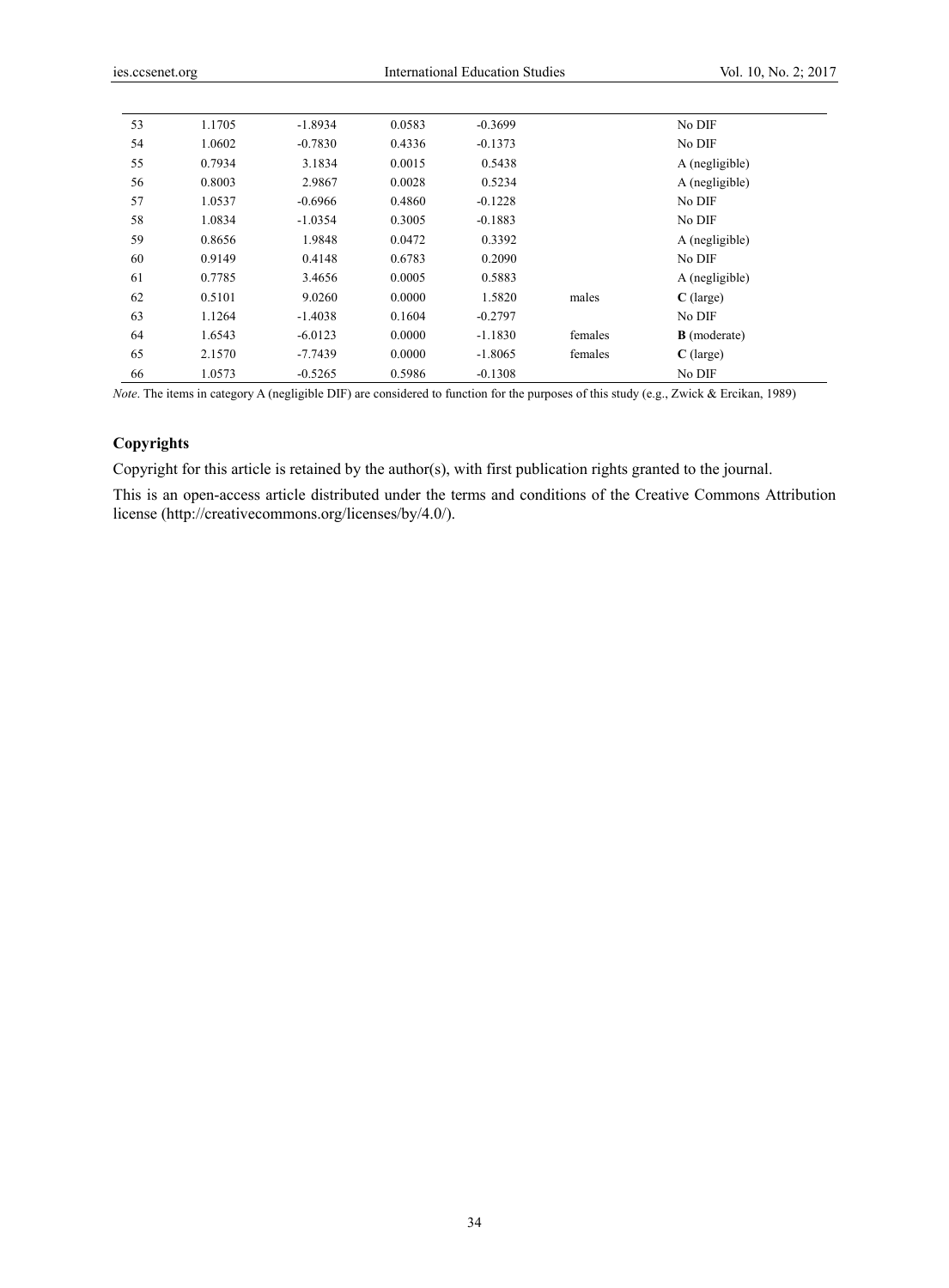| | | | | | | |
|---|---|---|---|---|---|---|
| 53 | 1.1705 | -1.8934 | 0.0583 | -0.3699 | | No DIF |
| 54 | 1.0602 | -0.7830 | 0.4336 | -0.1373 | | No DIF |
| 55 | 0.7934 | 3.1834 | 0.0015 | 0.5438 | | A (negligible) |
| 56 | 0.8003 | 2.9867 | 0.0028 | 0.5234 | | A (negligible) |
| 57 | 1.0537 | -0.6966 | 0.4860 | -0.1228 | | No DIF |
| 58 | 1.0834 | -1.0354 | 0.3005 | -0.1883 | | No DIF |
| 59 | 0.8656 | 1.9848 | 0.0472 | 0.3392 | | A (negligible) |
| 60 | 0.9149 | 0.4148 | 0.6783 | 0.2090 | | No DIF |
| 61 | 0.7785 | 3.4656 | 0.0005 | 0.5883 | | A (negligible) |
| 62 | 0.5101 | 9.0260 | 0.0000 | 1.5820 | males | **C** (large) |
| 63 | 1.1264 | -1.4038 | 0.1604 | -0.2797 | | No DIF |
| 64 | 1.6543 | -6.0123 | 0.0000 | -1.1830 | females | **B** (moderate) |
| 65 | 2.1570 | -7.7439 | 0.0000 | -1.8065 | females | **C** (large) |
| 66 | 1.0573 | -0.5265 | 0.5986 | -0.1308 | | No DIF |

*Note*. The items in category A (negligible DIF) are considered to function for the purposes of this study (e.g., Zwick & Ercikan, 1989)

## Copyrights

Copyright for this article is retained by the author(s), with first publication rights granted to the journal.

This is an open-access article distributed under the terms and conditions of the Creative Commons Attribution license (http://creativecommons.org/licenses/by/4.0/).